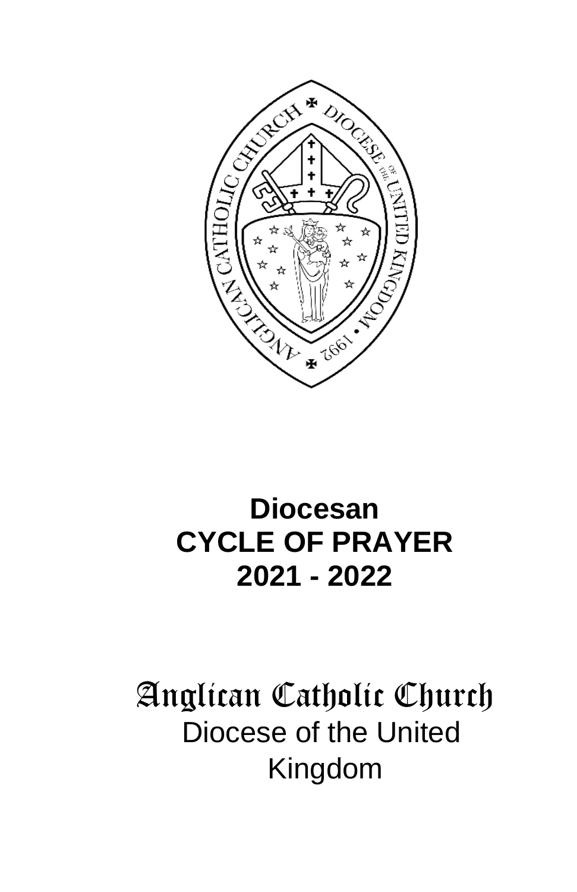# Diocesan CYCLE OF PRAYER 2021 - 2022

Anglican Catholic Church

Diocese of the United Kingdom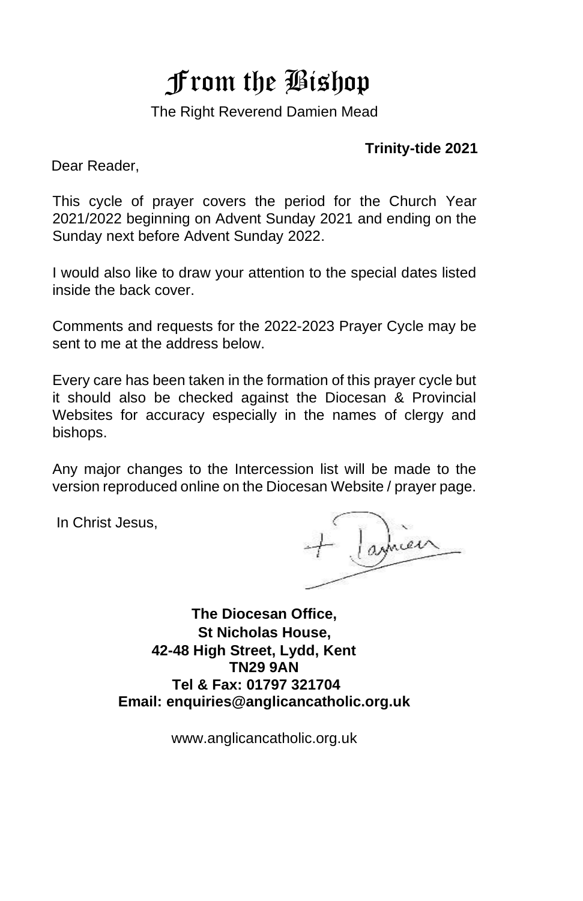# From the Bishop

The Right Reverend Damien Mead

**Trinity-tide 2021**

Dear Reader,

This cycle of prayer covers the period for the Church Year 2021/2022 beginning on Advent Sunday 2021 and ending on the Sunday next before Advent Sunday 2022.

I would also like to draw your attention to the special dates listed inside the back cover.

Comments and requests for the 2022-2023 Prayer Cycle may be sent to me at the address below.

Every care has been taken in the formation of this prayer cycle but it should also be checked against the Diocesan & Provincial Websites for accuracy especially in the names of clergy and bishops.

Any major changes to the Intercession list will be made to the version reproduced online on the Diocesan Website / prayer page.

In Christ Jesus,

+ Damien

**The Diocesan Office,**
**St Nicholas House,**
**42-48 High Street, Lydd, Kent**
**TN29 9AN**
**Tel & Fax: 01797 321704**
**Email: enquiries@anglicancatholic.org.uk**

www.anglicancatholic.org.uk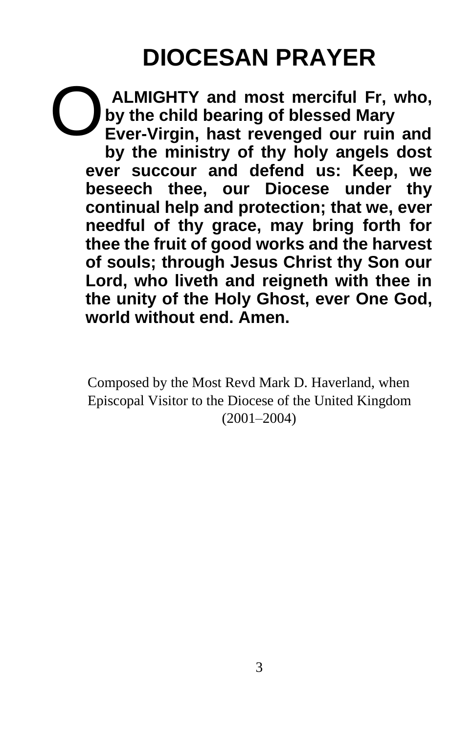# DIOCESAN PRAYER

**O ALMIGHTY and most merciful Fr, who, by the child bearing of blessed Mary Ever-Virgin, hast revenged our ruin and by the ministry of thy holy angels dost ever succour and defend us: Keep, we beseech thee, our Diocese under thy continual help and protection; that we, ever needful of thy grace, may bring forth for thee the fruit of good works and the harvest of souls; through Jesus Christ thy Son our Lord, who liveth and reigneth with thee in the unity of the Holy Ghost, ever One God, world without end. Amen.**

Composed by the Most Revd Mark D. Haverland, when Episcopal Visitor to the Diocese of the United Kingdom (2001–2004)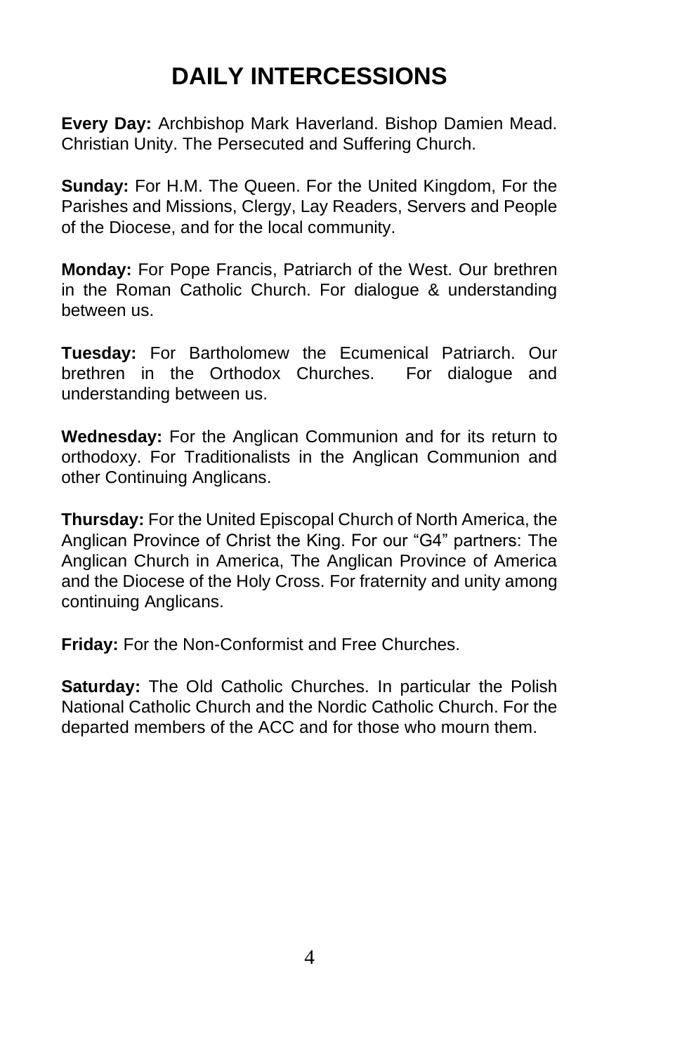# DAILY INTERCESSIONS

**Every Day:** Archbishop Mark Haverland. Bishop Damien Mead. Christian Unity. The Persecuted and Suffering Church.

**Sunday:** For H.M. The Queen. For the United Kingdom, For the Parishes and Missions, Clergy, Lay Readers, Servers and People of the Diocese, and for the local community.

**Monday:** For Pope Francis, Patriarch of the West. Our brethren in the Roman Catholic Church. For dialogue & understanding between us.

**Tuesday:** For Bartholomew the Ecumenical Patriarch. Our brethren in the Orthodox Churches. For dialogue and understanding between us.

**Wednesday:** For the Anglican Communion and for its return to orthodoxy. For Traditionalists in the Anglican Communion and other Continuing Anglicans.

**Thursday:** For the United Episcopal Church of North America, the Anglican Province of Christ the King. For our "G4" partners: The Anglican Church in America, The Anglican Province of America and the Diocese of the Holy Cross. For fraternity and unity among continuing Anglicans.

**Friday:** For the Non-Conformist and Free Churches.

**Saturday:** The Old Catholic Churches. In particular the Polish National Catholic Church and the Nordic Catholic Church. For the departed members of the ACC and for those who mourn them.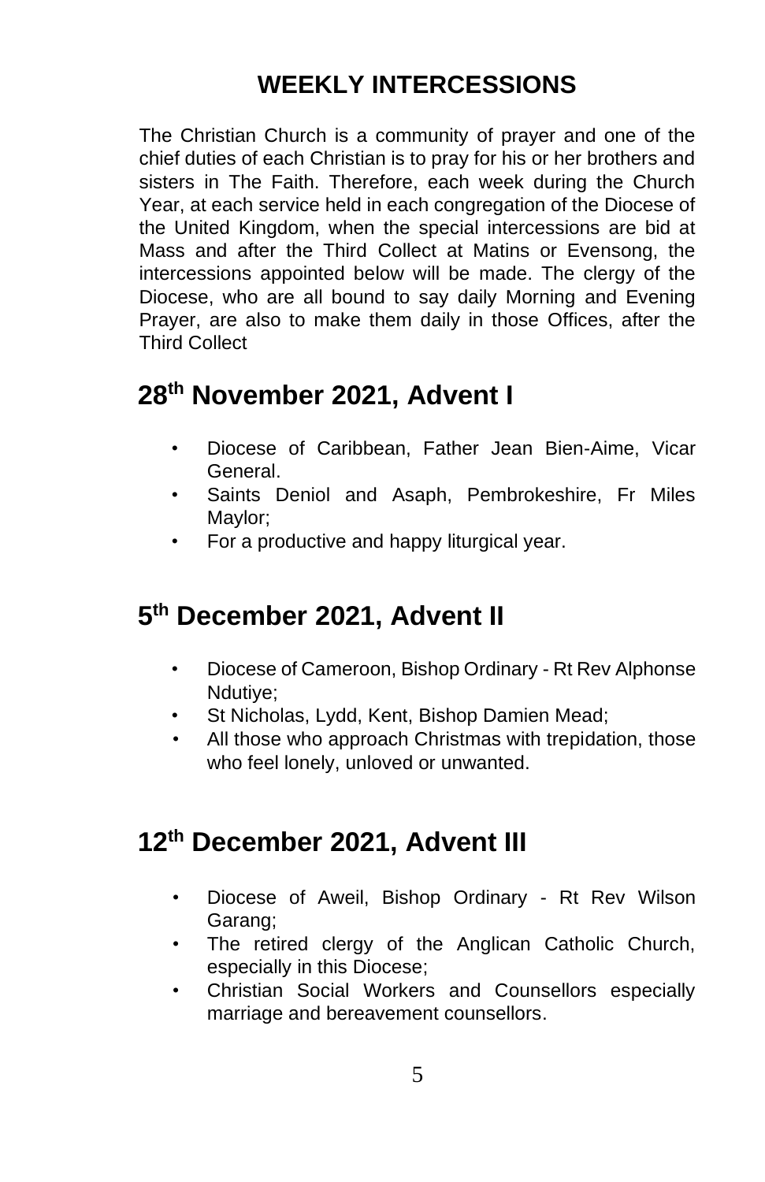# WEEKLY INTERCESSIONS

The Christian Church is a community of prayer and one of the chief duties of each Christian is to pray for his or her brothers and sisters in The Faith. Therefore, each week during the Church Year, at each service held in each congregation of the Diocese of the United Kingdom, when the special intercessions are bid at Mass and after the Third Collect at Matins or Evensong, the intercessions appointed below will be made. The clergy of the Diocese, who are all bound to say daily Morning and Evening Prayer, are also to make them daily in those Offices, after the Third Collect

## 28th November 2021, Advent I

- Diocese of Caribbean, Father Jean Bien-Aime, Vicar General.
- Saints Deniol and Asaph, Pembrokeshire, Fr Miles Maylor;
- For a productive and happy liturgical year.

## 5th December 2021, Advent II

- Diocese of Cameroon, Bishop Ordinary - Rt Rev Alphonse Ndutiye;
- St Nicholas, Lydd, Kent, Bishop Damien Mead;
- All those who approach Christmas with trepidation, those who feel lonely, unloved or unwanted.

## 12th December 2021, Advent III

- Diocese of Aweil, Bishop Ordinary - Rt Rev Wilson Garang;
- The retired clergy of the Anglican Catholic Church, especially in this Diocese;
- Christian Social Workers and Counsellors especially marriage and bereavement counsellors.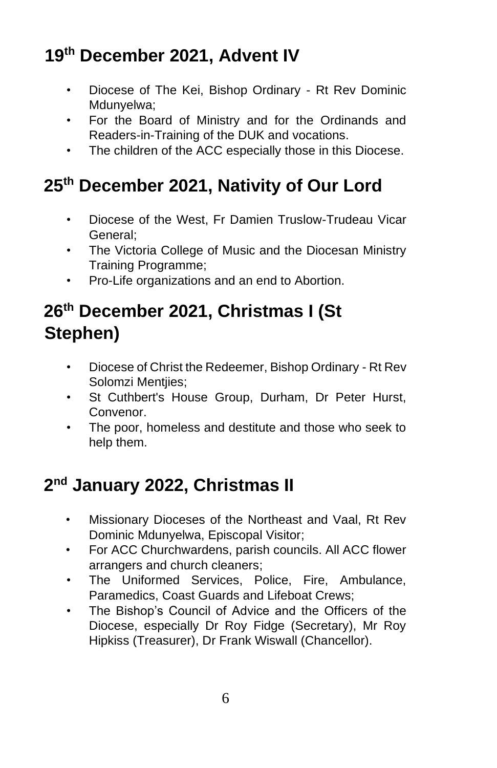## 19th December 2021, Advent IV

- Diocese of The Kei, Bishop Ordinary - Rt Rev Dominic Mdunyelwa;
- For the Board of Ministry and for the Ordinands and Readers-in-Training of the DUK and vocations.
- The children of the ACC especially those in this Diocese.

## 25th December 2021, Nativity of Our Lord

- Diocese of the West, Fr Damien Truslow-Trudeau Vicar General;
- The Victoria College of Music and the Diocesan Ministry Training Programme;
- Pro-Life organizations and an end to Abortion.

## 26th December 2021, Christmas I (St Stephen)

- Diocese of Christ the Redeemer, Bishop Ordinary - Rt Rev Solomzi Mentjies;
- St Cuthbert's House Group, Durham, Dr Peter Hurst, Convenor.
- The poor, homeless and destitute and those who seek to help them.

## 2nd January 2022, Christmas II

- Missionary Dioceses of the Northeast and Vaal, Rt Rev Dominic Mdunyelwa, Episcopal Visitor;
- For ACC Churchwardens, parish councils. All ACC flower arrangers and church cleaners;
- The Uniformed Services, Police, Fire, Ambulance, Paramedics, Coast Guards and Lifeboat Crews;
- The Bishop's Council of Advice and the Officers of the Diocese, especially Dr Roy Fidge (Secretary), Mr Roy Hipkiss (Treasurer), Dr Frank Wiswall (Chancellor).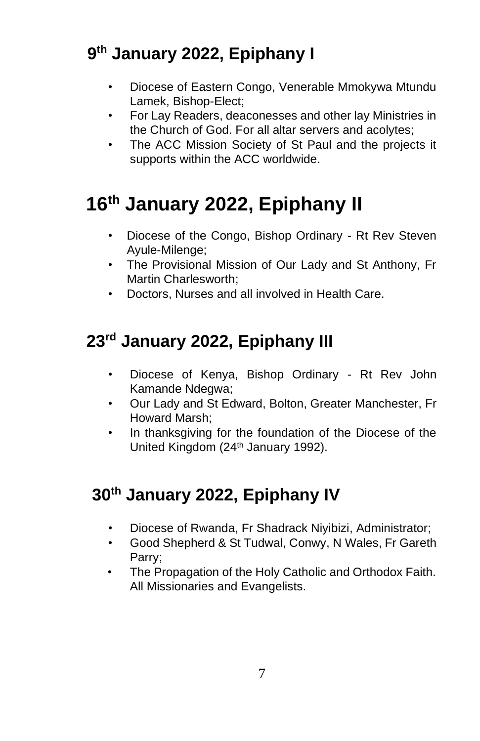## 9th January 2022, Epiphany I

- Diocese of Eastern Congo, Venerable Mmokywa Mtundu Lamek, Bishop-Elect;
- For Lay Readers, deaconesses and other lay Ministries in the Church of God. For all altar servers and acolytes;
- The ACC Mission Society of St Paul and the projects it supports within the ACC worldwide.

## 16th January 2022, Epiphany II

- Diocese of the Congo, Bishop Ordinary - Rt Rev Steven Ayule-Milenge;
- The Provisional Mission of Our Lady and St Anthony, Fr Martin Charlesworth;
- Doctors, Nurses and all involved in Health Care.

## 23rd January 2022, Epiphany III

- Diocese of Kenya, Bishop Ordinary - Rt Rev John Kamande Ndegwa;
- Our Lady and St Edward, Bolton, Greater Manchester, Fr Howard Marsh;
- In thanksgiving for the foundation of the Diocese of the United Kingdom (24th January 1992).

## 30th January 2022, Epiphany IV

- Diocese of Rwanda, Fr Shadrack Niyibizi, Administrator;
- Good Shepherd & St Tudwal, Conwy, N Wales, Fr Gareth Parry;
- The Propagation of the Holy Catholic and Orthodox Faith. All Missionaries and Evangelists.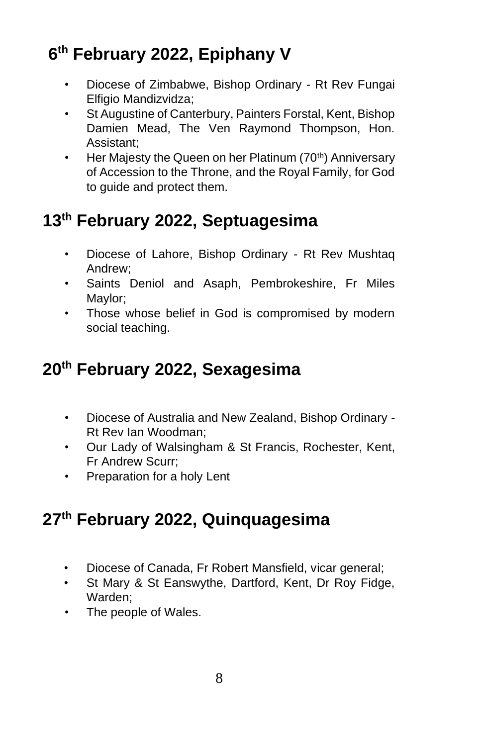## 6th February 2022, Epiphany V

- Diocese of Zimbabwe, Bishop Ordinary - Rt Rev Fungai Elfigio Mandizvidza;
- St Augustine of Canterbury, Painters Forstal, Kent, Bishop Damien Mead, The Ven Raymond Thompson, Hon. Assistant;
- Her Majesty the Queen on her Platinum (70th) Anniversary of Accession to the Throne, and the Royal Family, for God to guide and protect them.

## 13th February 2022, Septuagesima

- Diocese of Lahore, Bishop Ordinary - Rt Rev Mushtaq Andrew;
- Saints Deniol and Asaph, Pembrokeshire, Fr Miles Maylor;
- Those whose belief in God is compromised by modern social teaching.

## 20th February 2022, Sexagesima

- Diocese of Australia and New Zealand, Bishop Ordinary - Rt Rev Ian Woodman;
- Our Lady of Walsingham & St Francis, Rochester, Kent, Fr Andrew Scurr;
- Preparation for a holy Lent

## 27th February 2022, Quinquagesima

- Diocese of Canada, Fr Robert Mansfield, vicar general;
- St Mary & St Eanswythe, Dartford, Kent, Dr Roy Fidge, Warden;
- The people of Wales.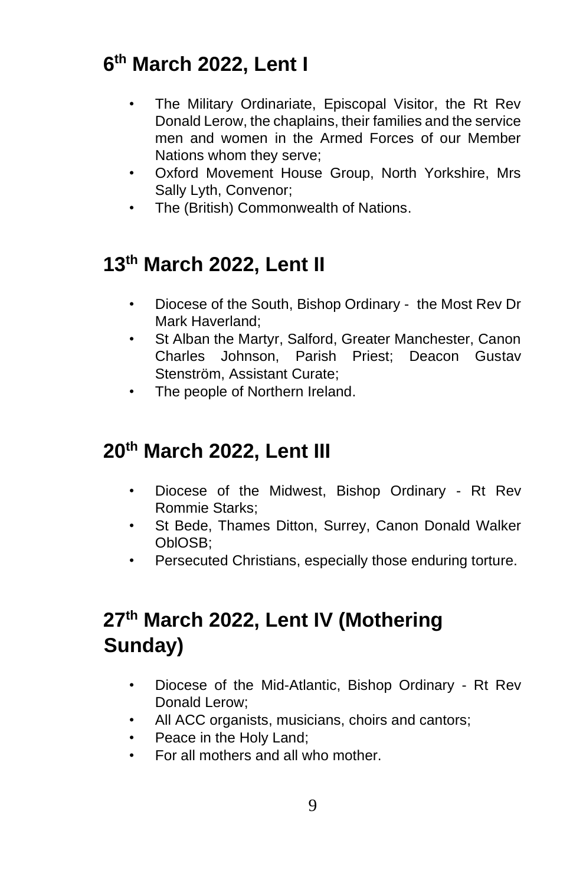## 6th March 2022, Lent I

- The Military Ordinariate, Episcopal Visitor, the Rt Rev Donald Lerow, the chaplains, their families and the service men and women in the Armed Forces of our Member Nations whom they serve;
- Oxford Movement House Group, North Yorkshire, Mrs Sally Lyth, Convenor;
- The (British) Commonwealth of Nations.

## 13th March 2022, Lent II

- Diocese of the South, Bishop Ordinary - the Most Rev Dr Mark Haverland;
- St Alban the Martyr, Salford, Greater Manchester, Canon Charles Johnson, Parish Priest; Deacon Gustav Stenström, Assistant Curate;
- The people of Northern Ireland.

## 20th March 2022, Lent III

- Diocese of the Midwest, Bishop Ordinary - Rt Rev Rommie Starks;
- St Bede, Thames Ditton, Surrey, Canon Donald Walker OblOSB;
- Persecuted Christians, especially those enduring torture.

## 27th March 2022, Lent IV (Mothering Sunday)

- Diocese of the Mid-Atlantic, Bishop Ordinary - Rt Rev Donald Lerow;
- All ACC organists, musicians, choirs and cantors;
- Peace in the Holy Land;
- For all mothers and all who mother.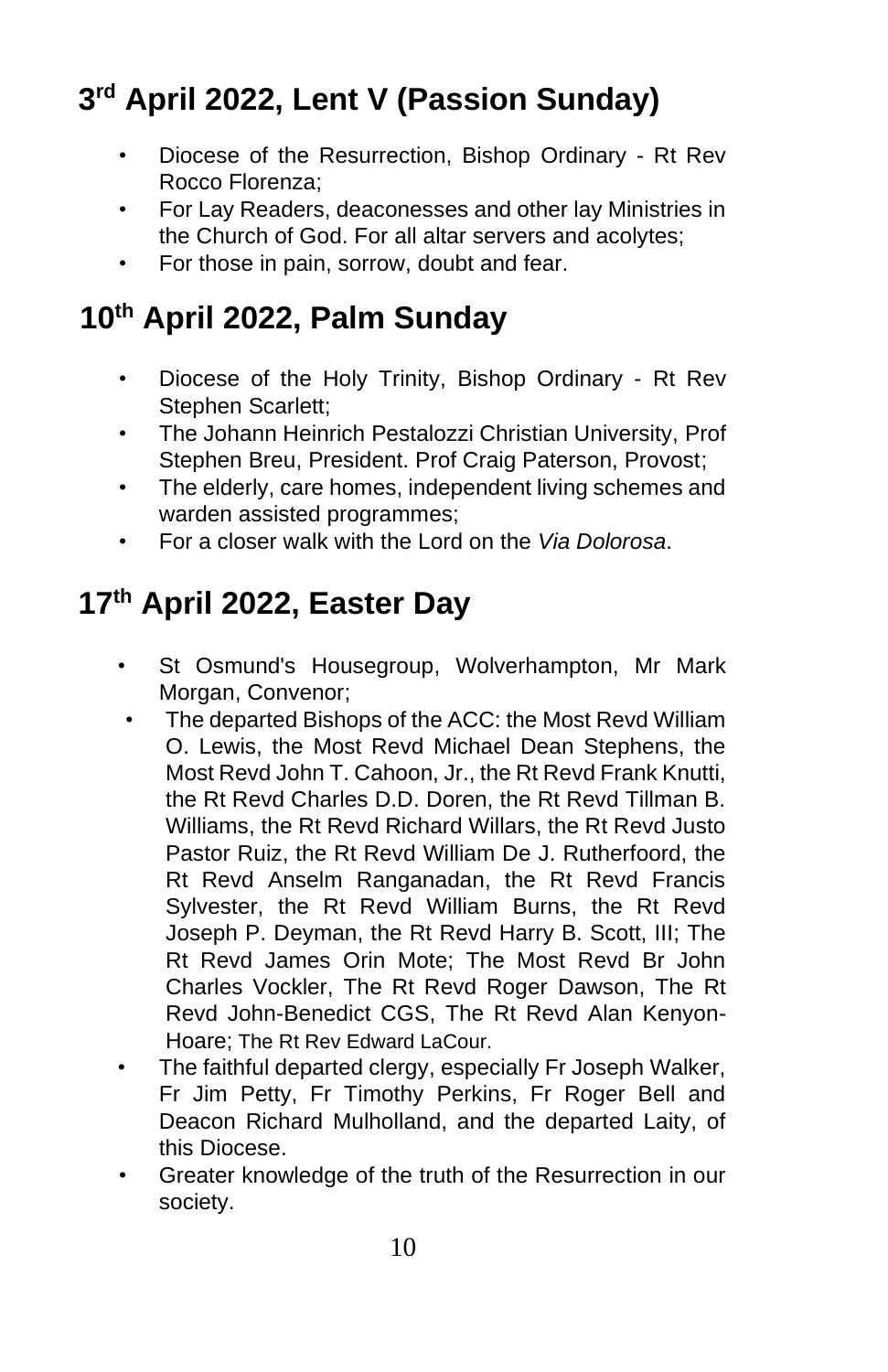## 3rd April 2022, Lent V (Passion Sunday)

- Diocese of the Resurrection, Bishop Ordinary - Rt Rev Rocco Florenza;
- For Lay Readers, deaconesses and other lay Ministries in the Church of God. For all altar servers and acolytes;
- For those in pain, sorrow, doubt and fear.

## 10th April 2022, Palm Sunday

- Diocese of the Holy Trinity, Bishop Ordinary - Rt Rev Stephen Scarlett;
- The Johann Heinrich Pestalozzi Christian University, Prof Stephen Breu, President. Prof Craig Paterson, Provost;
- The elderly, care homes, independent living schemes and warden assisted programmes;
- For a closer walk with the Lord on the *Via Dolorosa*.

## 17th April 2022, Easter Day

- St Osmund's Housegroup, Wolverhampton, Mr Mark Morgan, Convenor;
- The departed Bishops of the ACC: the Most Revd William O. Lewis, the Most Revd Michael Dean Stephens, the Most Revd John T. Cahoon, Jr., the Rt Revd Frank Knutti, the Rt Revd Charles D.D. Doren, the Rt Revd Tillman B. Williams, the Rt Revd Richard Willars, the Rt Revd Justo Pastor Ruiz, the Rt Revd William De J. Rutherfoord, the Rt Revd Anselm Ranganadan, the Rt Revd Francis Sylvester, the Rt Revd William Burns, the Rt Revd Joseph P. Deyman, the Rt Revd Harry B. Scott, III; The Rt Revd James Orin Mote; The Most Revd Br John Charles Vockler, The Rt Revd Roger Dawson, The Rt Revd John-Benedict CGS, The Rt Revd Alan Kenyon-Hoare; The Rt Rev Edward LaCour.
- The faithful departed clergy, especially Fr Joseph Walker, Fr Jim Petty, Fr Timothy Perkins, Fr Roger Bell and Deacon Richard Mulholland, and the departed Laity, of this Diocese.
- Greater knowledge of the truth of the Resurrection in our society.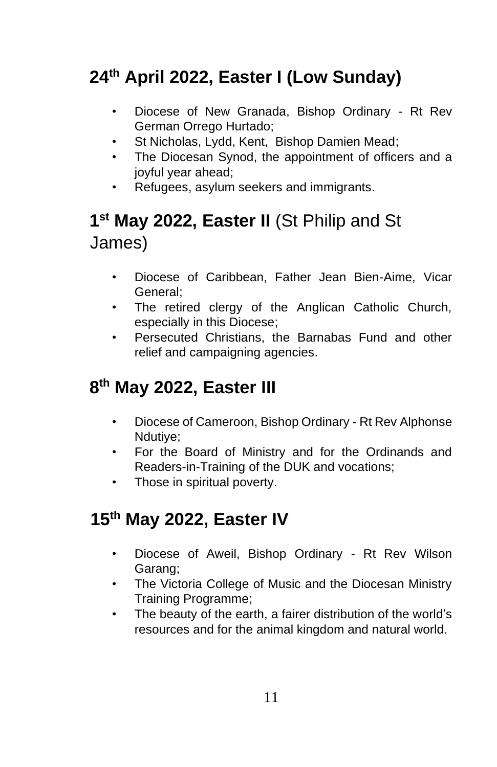## 24th April 2022, Easter I (Low Sunday)

- Diocese of New Granada, Bishop Ordinary - Rt Rev German Orrego Hurtado;
- St Nicholas, Lydd, Kent, Bishop Damien Mead;
- The Diocesan Synod, the appointment of officers and a joyful year ahead;
- Refugees, asylum seekers and immigrants.

## 1st May 2022, Easter II (St Philip and St James)

- Diocese of Caribbean, Father Jean Bien-Aime, Vicar General;
- The retired clergy of the Anglican Catholic Church, especially in this Diocese;
- Persecuted Christians, the Barnabas Fund and other relief and campaigning agencies.

## 8th May 2022, Easter III

- Diocese of Cameroon, Bishop Ordinary - Rt Rev Alphonse Ndutiye;
- For the Board of Ministry and for the Ordinands and Readers-in-Training of the DUK and vocations;
- Those in spiritual poverty.

## 15th May 2022, Easter IV

- Diocese of Aweil, Bishop Ordinary - Rt Rev Wilson Garang;
- The Victoria College of Music and the Diocesan Ministry Training Programme;
- The beauty of the earth, a fairer distribution of the world's resources and for the animal kingdom and natural world.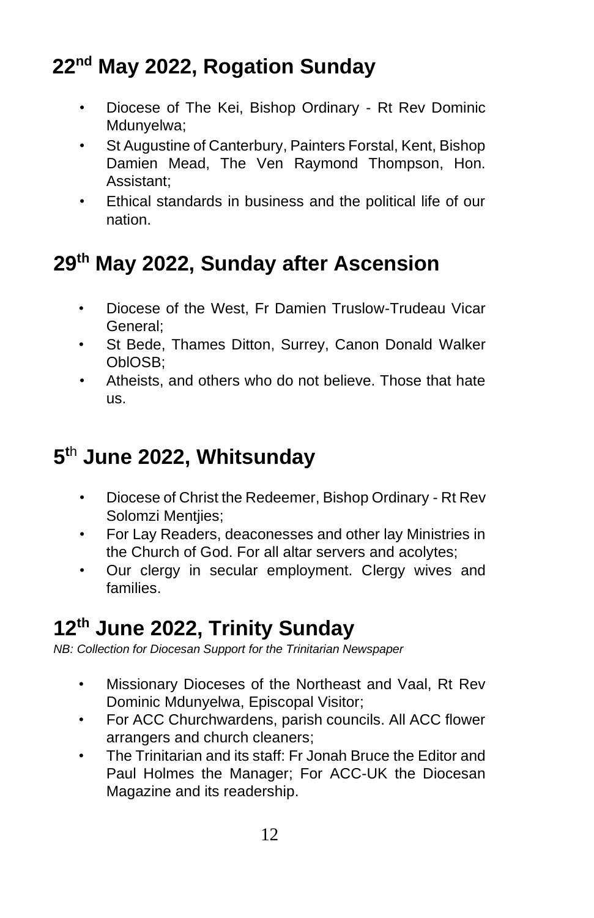## 22nd May 2022, Rogation Sunday

- Diocese of The Kei, Bishop Ordinary - Rt Rev Dominic Mdunyelwa;
- St Augustine of Canterbury, Painters Forstal, Kent, Bishop Damien Mead, The Ven Raymond Thompson, Hon. Assistant;
- Ethical standards in business and the political life of our nation.

## 29th May 2022, Sunday after Ascension

- Diocese of the West, Fr Damien Truslow-Trudeau Vicar General;
- St Bede, Thames Ditton, Surrey, Canon Donald Walker OblOSB;
- Atheists, and others who do not believe. Those that hate us.

## 5th June 2022, Whitsunday

- Diocese of Christ the Redeemer, Bishop Ordinary - Rt Rev Solomzi Mentjies;
- For Lay Readers, deaconesses and other lay Ministries in the Church of God. For all altar servers and acolytes;
- Our clergy in secular employment. Clergy wives and families.

## 12th June 2022, Trinity Sunday

*NB: Collection for Diocesan Support for the Trinitarian Newspaper*

- Missionary Dioceses of the Northeast and Vaal, Rt Rev Dominic Mdunyelwa, Episcopal Visitor;
- For ACC Churchwardens, parish councils. All ACC flower arrangers and church cleaners;
- The Trinitarian and its staff: Fr Jonah Bruce the Editor and Paul Holmes the Manager; For ACC-UK the Diocesan Magazine and its readership.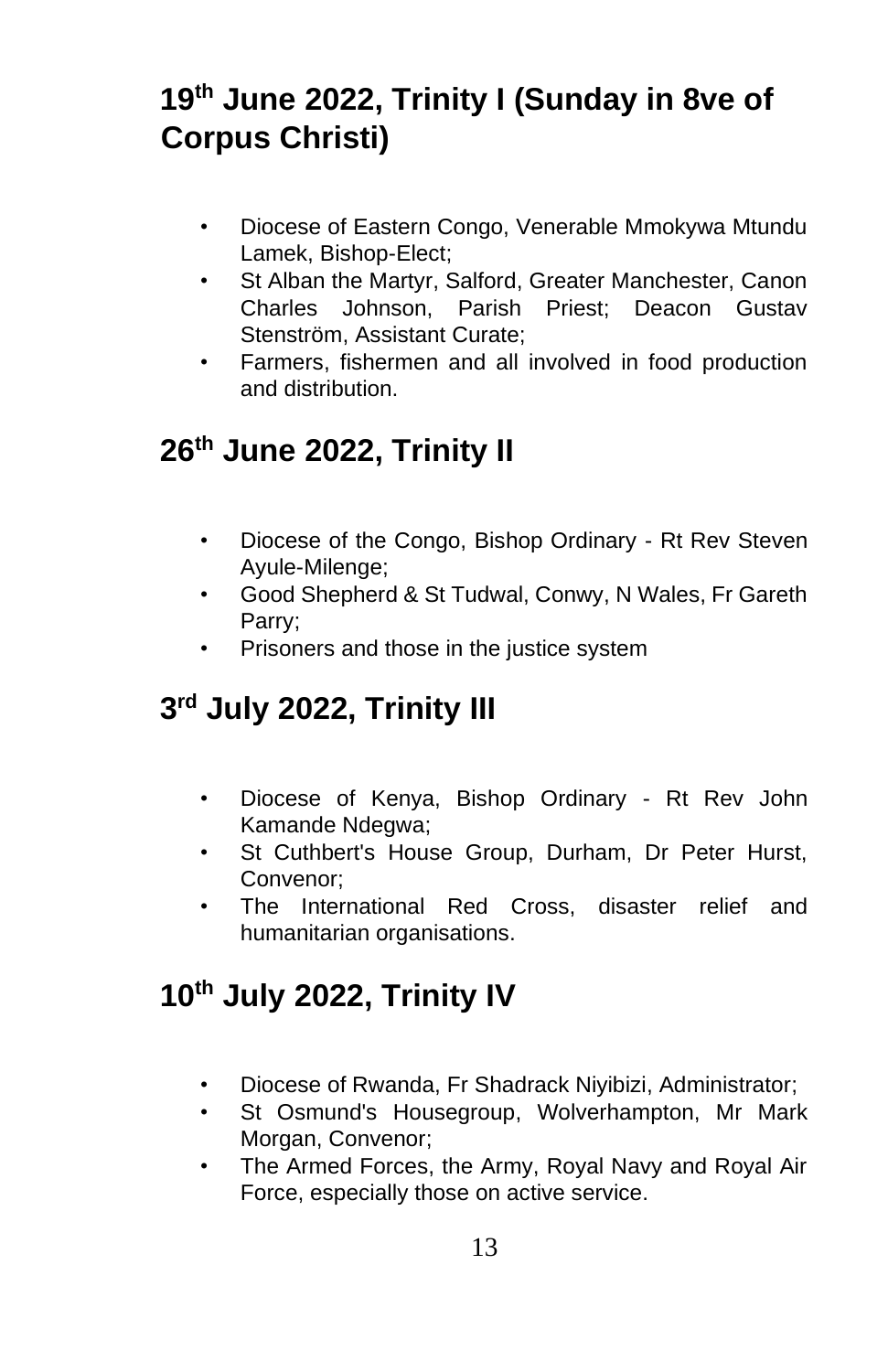## 19th June 2022, Trinity I (Sunday in 8ve of Corpus Christi)

- Diocese of Eastern Congo, Venerable Mmokywa Mtundu Lamek, Bishop-Elect;
- St Alban the Martyr, Salford, Greater Manchester, Canon Charles Johnson, Parish Priest; Deacon Gustav Stenström, Assistant Curate;
- Farmers, fishermen and all involved in food production and distribution.

## 26th June 2022, Trinity II

- Diocese of the Congo, Bishop Ordinary - Rt Rev Steven Ayule-Milenge;
- Good Shepherd & St Tudwal, Conwy, N Wales, Fr Gareth Parry;
- Prisoners and those in the justice system

## 3rd July 2022, Trinity III

- Diocese of Kenya, Bishop Ordinary - Rt Rev John Kamande Ndegwa;
- St Cuthbert's House Group, Durham, Dr Peter Hurst, Convenor;
- The International Red Cross, disaster relief and humanitarian organisations.

## 10th July 2022, Trinity IV

- Diocese of Rwanda, Fr Shadrack Niyibizi, Administrator;
- St Osmund's Housegroup, Wolverhampton, Mr Mark Morgan, Convenor;
- The Armed Forces, the Army, Royal Navy and Royal Air Force, especially those on active service.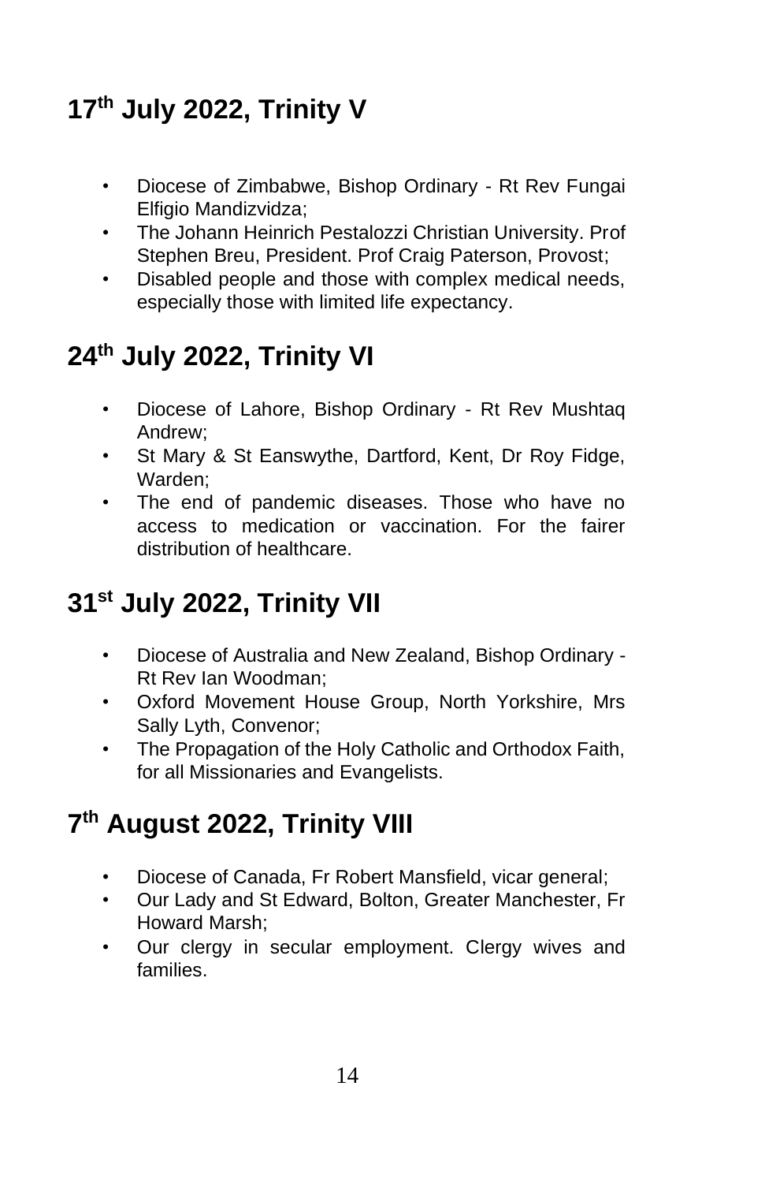## 17th July 2022, Trinity V

- Diocese of Zimbabwe, Bishop Ordinary - Rt Rev Fungai Elfigio Mandizvidza;
- The Johann Heinrich Pestalozzi Christian University. Prof Stephen Breu, President. Prof Craig Paterson, Provost;
- Disabled people and those with complex medical needs, especially those with limited life expectancy.

## 24th July 2022, Trinity VI

- Diocese of Lahore, Bishop Ordinary - Rt Rev Mushtaq Andrew;
- St Mary & St Eanswythe, Dartford, Kent, Dr Roy Fidge, Warden;
- The end of pandemic diseases. Those who have no access to medication or vaccination. For the fairer distribution of healthcare.

## 31st July 2022, Trinity VII

- Diocese of Australia and New Zealand, Bishop Ordinary - Rt Rev Ian Woodman;
- Oxford Movement House Group, North Yorkshire, Mrs Sally Lyth, Convenor;
- The Propagation of the Holy Catholic and Orthodox Faith, for all Missionaries and Evangelists.

## 7th August 2022, Trinity VIII

- Diocese of Canada, Fr Robert Mansfield, vicar general;
- Our Lady and St Edward, Bolton, Greater Manchester, Fr Howard Marsh;
- Our clergy in secular employment. Clergy wives and families.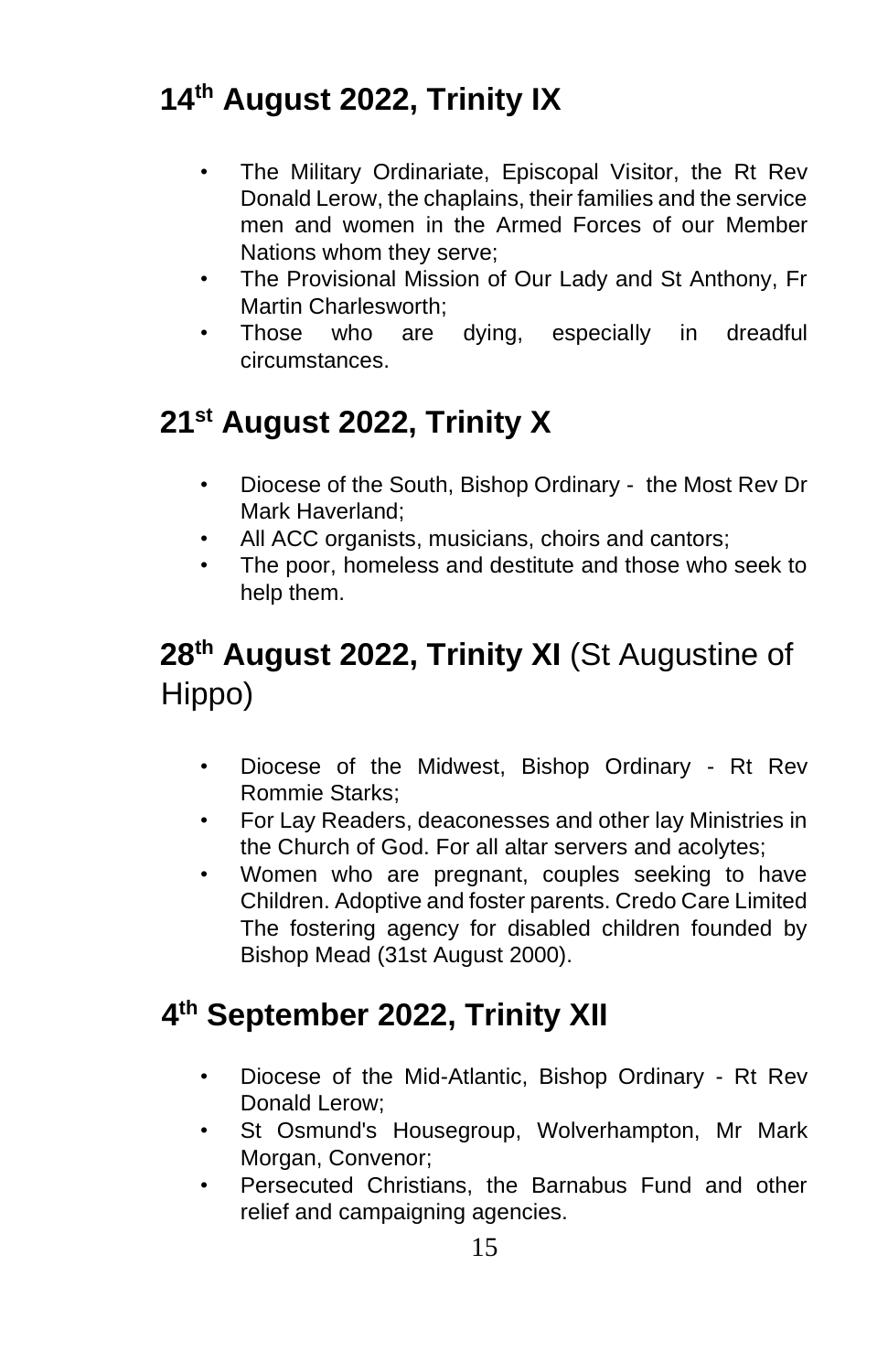## 14th August 2022, Trinity IX

- The Military Ordinariate, Episcopal Visitor, the Rt Rev Donald Lerow, the chaplains, their families and the service men and women in the Armed Forces of our Member Nations whom they serve;
- The Provisional Mission of Our Lady and St Anthony, Fr Martin Charlesworth;
- Those who are dying, especially in dreadful circumstances.

## 21st August 2022, Trinity X

- Diocese of the South, Bishop Ordinary - the Most Rev Dr Mark Haverland;
- All ACC organists, musicians, choirs and cantors;
- The poor, homeless and destitute and those who seek to help them.

## 28th August 2022, Trinity XI (St Augustine of Hippo)

- Diocese of the Midwest, Bishop Ordinary - Rt Rev Rommie Starks;
- For Lay Readers, deaconesses and other lay Ministries in the Church of God. For all altar servers and acolytes;
- Women who are pregnant, couples seeking to have Children. Adoptive and foster parents. Credo Care Limited The fostering agency for disabled children founded by Bishop Mead (31st August 2000).

## 4th September 2022, Trinity XII

- Diocese of the Mid-Atlantic, Bishop Ordinary - Rt Rev Donald Lerow;
- St Osmund's Housegroup, Wolverhampton, Mr Mark Morgan, Convenor;
- Persecuted Christians, the Barnabus Fund and other relief and campaigning agencies.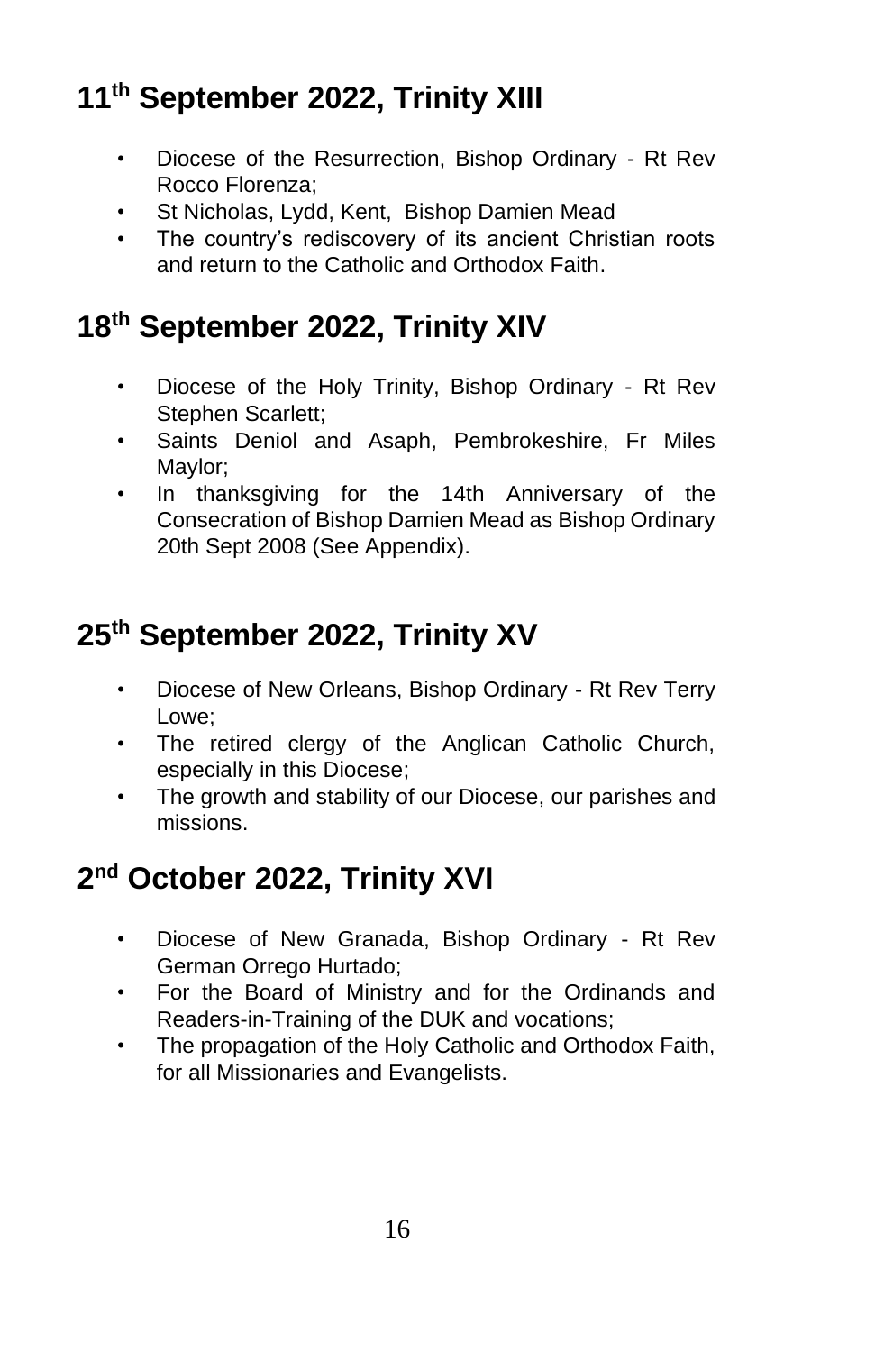## 11th September 2022, Trinity XIII

- Diocese of the Resurrection, Bishop Ordinary - Rt Rev Rocco Florenza;
- St Nicholas, Lydd, Kent, Bishop Damien Mead
- The country's rediscovery of its ancient Christian roots and return to the Catholic and Orthodox Faith.

## 18th September 2022, Trinity XIV

- Diocese of the Holy Trinity, Bishop Ordinary - Rt Rev Stephen Scarlett;
- Saints Deniol and Asaph, Pembrokeshire, Fr Miles Maylor;
- In thanksgiving for the 14th Anniversary of the Consecration of Bishop Damien Mead as Bishop Ordinary 20th Sept 2008 (See Appendix).

## 25th September 2022, Trinity XV

- Diocese of New Orleans, Bishop Ordinary - Rt Rev Terry Lowe;
- The retired clergy of the Anglican Catholic Church, especially in this Diocese;
- The growth and stability of our Diocese, our parishes and missions.

## 2nd October 2022, Trinity XVI

- Diocese of New Granada, Bishop Ordinary - Rt Rev German Orrego Hurtado;
- For the Board of Ministry and for the Ordinands and Readers-in-Training of the DUK and vocations;
- The propagation of the Holy Catholic and Orthodox Faith, for all Missionaries and Evangelists.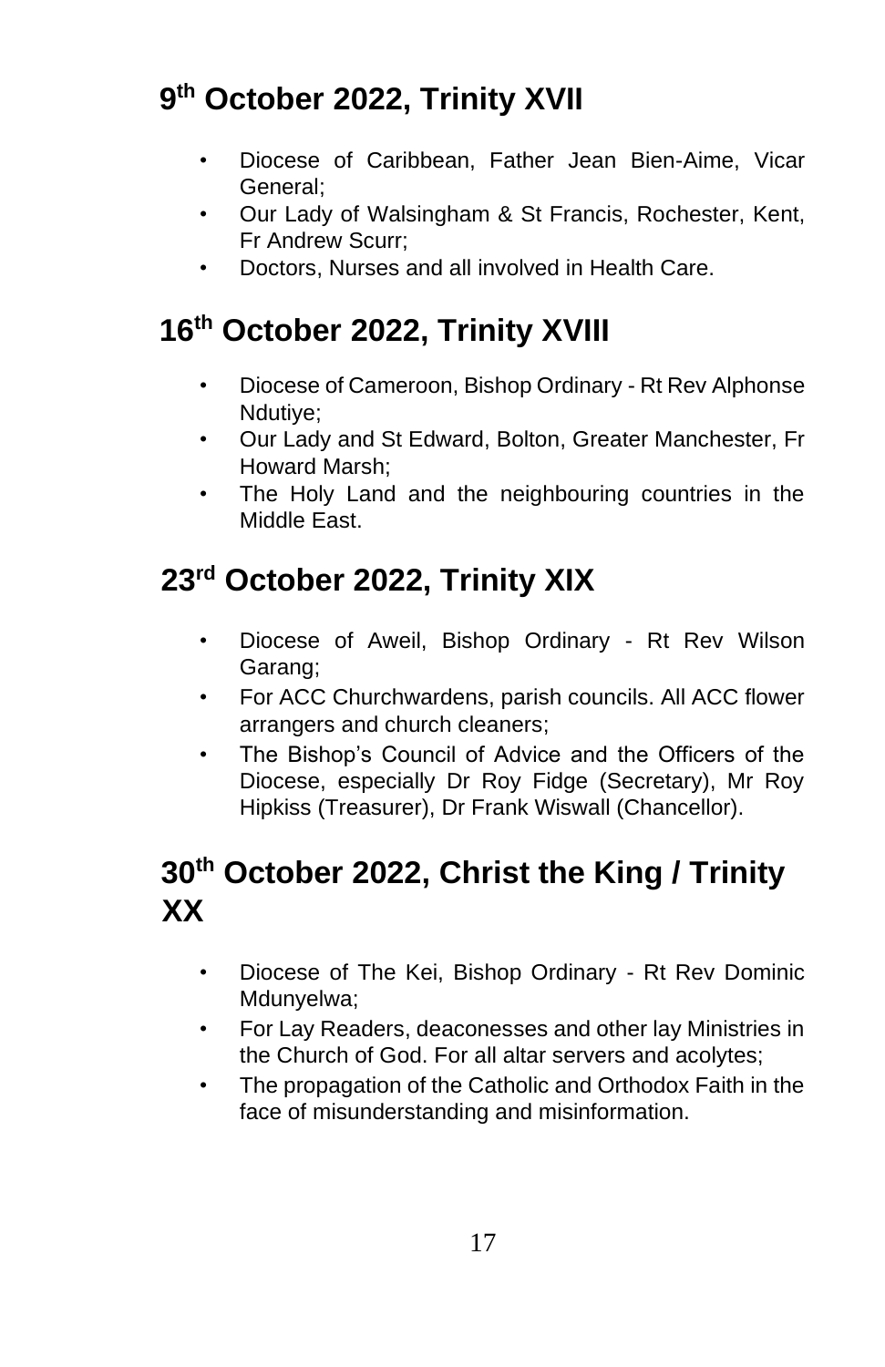## 9th October 2022, Trinity XVII

- Diocese of Caribbean, Father Jean Bien-Aime, Vicar General;
- Our Lady of Walsingham & St Francis, Rochester, Kent, Fr Andrew Scurr;
- Doctors, Nurses and all involved in Health Care.

## 16th October 2022, Trinity XVIII

- Diocese of Cameroon, Bishop Ordinary - Rt Rev Alphonse Ndutiye;
- Our Lady and St Edward, Bolton, Greater Manchester, Fr Howard Marsh;
- The Holy Land and the neighbouring countries in the Middle East.

## 23rd October 2022, Trinity XIX

- Diocese of Aweil, Bishop Ordinary - Rt Rev Wilson Garang;
- For ACC Churchwardens, parish councils. All ACC flower arrangers and church cleaners;
- The Bishop's Council of Advice and the Officers of the Diocese, especially Dr Roy Fidge (Secretary), Mr Roy Hipkiss (Treasurer), Dr Frank Wiswall (Chancellor).

## 30th October 2022, Christ the King / Trinity XX

- Diocese of The Kei, Bishop Ordinary - Rt Rev Dominic Mdunyelwa;
- For Lay Readers, deaconesses and other lay Ministries in the Church of God. For all altar servers and acolytes;
- The propagation of the Catholic and Orthodox Faith in the face of misunderstanding and misinformation.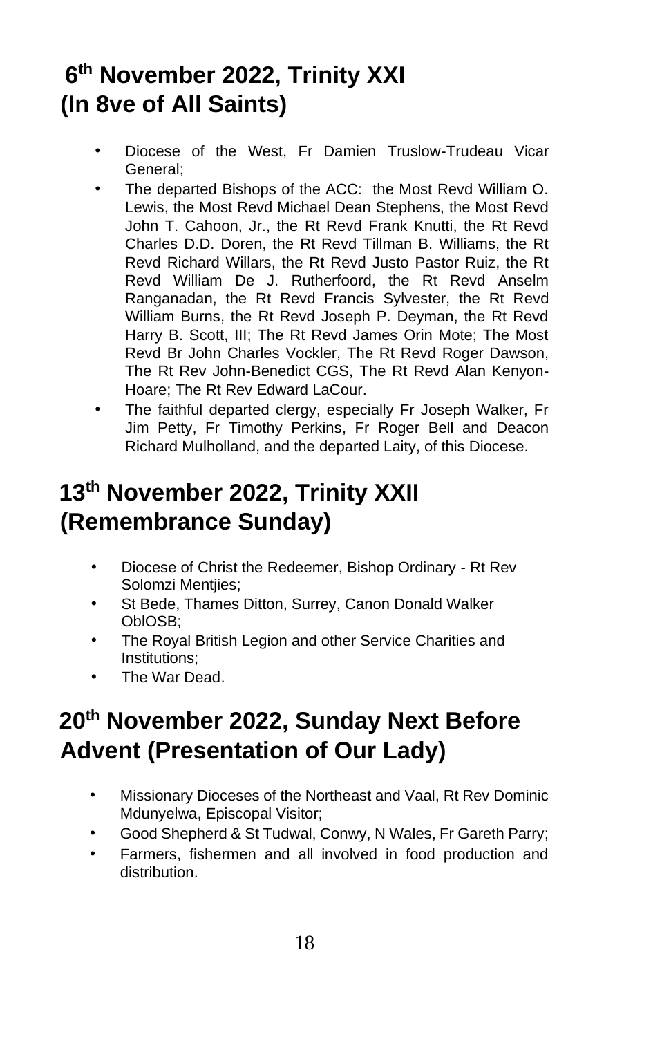## 6th November 2022, Trinity XXI (In 8ve of All Saints)

- Diocese of the West, Fr Damien Truslow-Trudeau Vicar General;
- The departed Bishops of the ACC: the Most Revd William O. Lewis, the Most Revd Michael Dean Stephens, the Most Revd John T. Cahoon, Jr., the Rt Revd Frank Knutti, the Rt Revd Charles D.D. Doren, the Rt Revd Tillman B. Williams, the Rt Revd Richard Willars, the Rt Revd Justo Pastor Ruiz, the Rt Revd William De J. Rutherfoord, the Rt Revd Anselm Ranganadan, the Rt Revd Francis Sylvester, the Rt Revd William Burns, the Rt Revd Joseph P. Deyman, the Rt Revd Harry B. Scott, III; The Rt Revd James Orin Mote; The Most Revd Br John Charles Vockler, The Rt Revd Roger Dawson, The Rt Rev John-Benedict CGS, The Rt Revd Alan Kenyon-Hoare; The Rt Rev Edward LaCour.
- The faithful departed clergy, especially Fr Joseph Walker, Fr Jim Petty, Fr Timothy Perkins, Fr Roger Bell and Deacon Richard Mulholland, and the departed Laity, of this Diocese.

## 13th November 2022, Trinity XXII (Remembrance Sunday)

- Diocese of Christ the Redeemer, Bishop Ordinary - Rt Rev Solomzi Mentjies;
- St Bede, Thames Ditton, Surrey, Canon Donald Walker OblOSB;
- The Royal British Legion and other Service Charities and Institutions;
- The War Dead.

## 20th November 2022, Sunday Next Before Advent (Presentation of Our Lady)

- Missionary Dioceses of the Northeast and Vaal, Rt Rev Dominic Mdunyelwa, Episcopal Visitor;
- Good Shepherd & St Tudwal, Conwy, N Wales, Fr Gareth Parry;
- Farmers, fishermen and all involved in food production and distribution.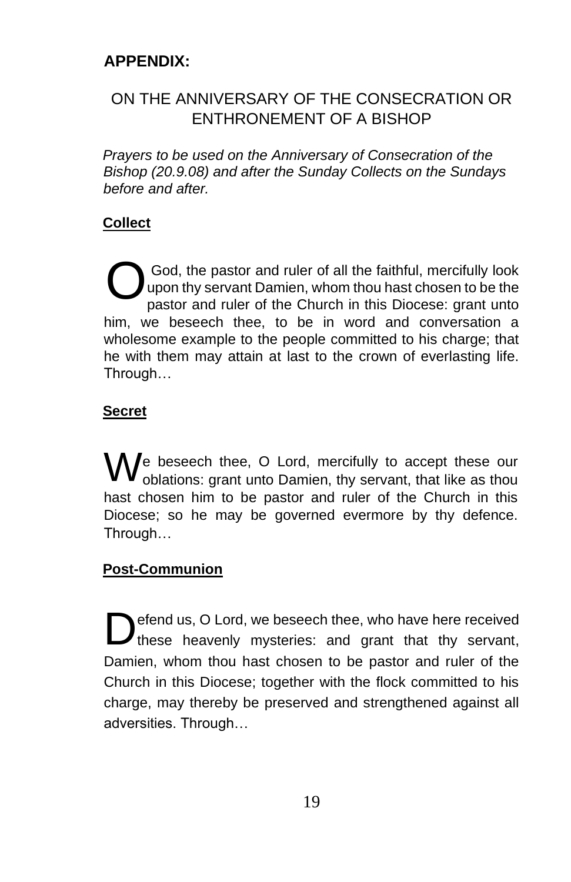## APPENDIX:

### ON THE ANNIVERSARY OF THE CONSECRATION OR ENTHRONEMENT OF A BISHOP

*Prayers to be used on the Anniversary of Consecration of the Bishop (20.9.08) and after the Sunday Collects on the Sundays before and after.*

**Collect**

O God, the pastor and ruler of all the faithful, mercifully look upon thy servant Damien, whom thou hast chosen to be the pastor and ruler of the Church in this Diocese: grant unto him, we beseech thee, to be in word and conversation a wholesome example to the people committed to his charge; that he with them may attain at last to the crown of everlasting life. Through…

**Secret**

We beseech thee, O Lord, mercifully to accept these our oblations: grant unto Damien, thy servant, that like as thou hast chosen him to be pastor and ruler of the Church in this Diocese; so he may be governed evermore by thy defence. Through…

**Post-Communion**

Defend us, O Lord, we beseech thee, who have here received these heavenly mysteries: and grant that thy servant, Damien, whom thou hast chosen to be pastor and ruler of the Church in this Diocese; together with the flock committed to his charge, may thereby be preserved and strengthened against all adversities. Through…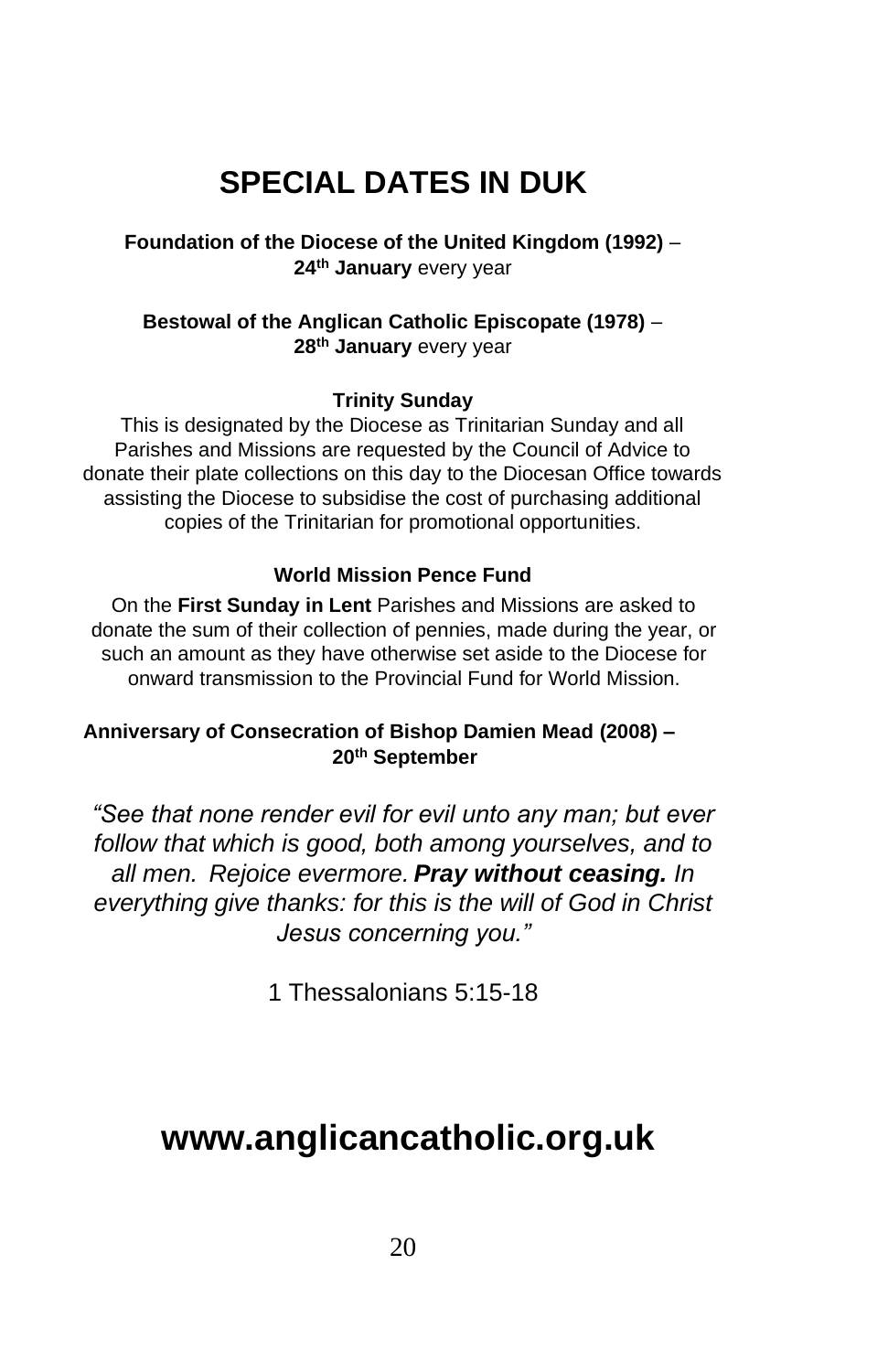# SPECIAL DATES IN DUK

**Foundation of the Diocese of the United Kingdom (1992)** – **24th January** every year

**Bestowal of the Anglican Catholic Episcopate (1978)** – **28th January** every year

**Trinity Sunday**

This is designated by the Diocese as Trinitarian Sunday and all Parishes and Missions are requested by the Council of Advice to donate their plate collections on this day to the Diocesan Office towards assisting the Diocese to subsidise the cost of purchasing additional copies of the Trinitarian for promotional opportunities.

**World Mission Pence Fund**

On the **First Sunday in Lent** Parishes and Missions are asked to donate the sum of their collection of pennies, made during the year, or such an amount as they have otherwise set aside to the Diocese for onward transmission to the Provincial Fund for World Mission.

**Anniversary of Consecration of Bishop Damien Mead (2008) – 20th September**

*"See that none render evil for evil unto any man; but ever follow that which is good, both among yourselves, and to all men. Rejoice evermore.* ***Pray without ceasing.*** *In everything give thanks: for this is the will of God in Christ Jesus concerning you."*

1 Thessalonians 5:15-18

## www.anglicancatholic.org.uk